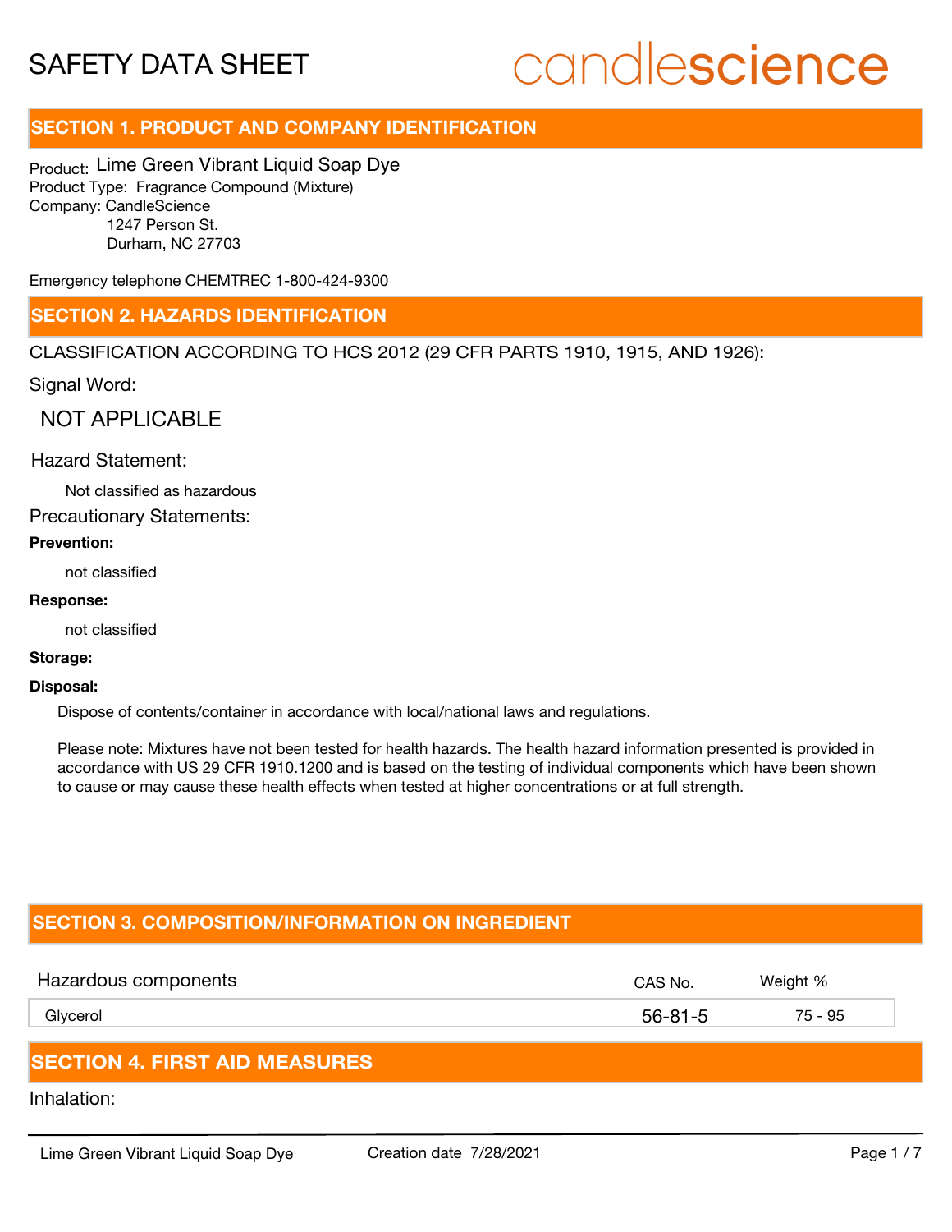# SAFETY DATA SHEET

candlescience

## SECTION 1. PRODUCT AND COMPANY IDENTIFICATION

Product: Lime Green Vibrant Liquid Soap Dye
Product Type: Fragrance Compound (Mixture)
Company: CandleScience
1247 Person St.
Durham, NC 27703

Emergency telephone CHEMTREC 1-800-424-9300

## SECTION 2. HAZARDS IDENTIFICATION

CLASSIFICATION ACCORDING TO HCS 2012 (29 CFR PARTS 1910, 1915, AND 1926):

Signal Word:

NOT APPLICABLE

Hazard Statement:

Not classified as hazardous

Precautionary Statements:

**Prevention:**

not classified

**Response:**

not classified

**Storage:**

**Disposal:**

Dispose of contents/container in accordance with local/national laws and regulations.

Please note: Mixtures have not been tested for health hazards. The health hazard information presented is provided in accordance with US 29 CFR 1910.1200 and is based on the testing of individual components which have been shown to cause or may cause these health effects when tested at higher concentrations or at full strength.

## SECTION 3. COMPOSITION/INFORMATION ON INGREDIENT

| Hazardous components | CAS No. | Weight % |
|---|---|---|
| Glycerol | 56-81-5 | 75 - 95 |

## SECTION 4. FIRST AID MEASURES

Inhalation: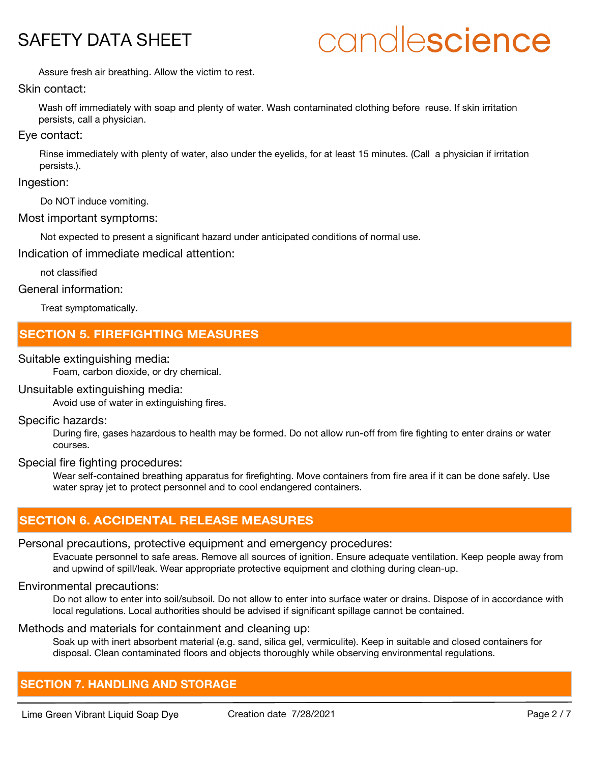Assure fresh air breathing. Allow the victim to rest.

Skin contact:

Wash off immediately with soap and plenty of water. Wash contaminated clothing before reuse. If skin irritation persists, call a physician.

Eye contact:

Rinse immediately with plenty of water, also under the eyelids, for at least 15 minutes. (Call a physician if irritation persists.).

Ingestion:

Do NOT induce vomiting.

Most important symptoms:

Not expected to present a significant hazard under anticipated conditions of normal use.

Indication of immediate medical attention:

not classified

General information:

Treat symptomatically.

## SECTION 5. FIREFIGHTING MEASURES

Suitable extinguishing media:

Foam, carbon dioxide, or dry chemical.

Unsuitable extinguishing media:

Avoid use of water in extinguishing fires.

Specific hazards:

During fire, gases hazardous to health may be formed. Do not allow run-off from fire fighting to enter drains or water courses.

Special fire fighting procedures:

Wear self-contained breathing apparatus for firefighting. Move containers from fire area if it can be done safely. Use water spray jet to protect personnel and to cool endangered containers.

## SECTION 6. ACCIDENTAL RELEASE MEASURES

Personal precautions, protective equipment and emergency procedures:

Evacuate personnel to safe areas. Remove all sources of ignition. Ensure adequate ventilation. Keep people away from and upwind of spill/leak. Wear appropriate protective equipment and clothing during clean-up.

Environmental precautions:

Do not allow to enter into soil/subsoil. Do not allow to enter into surface water or drains. Dispose of in accordance with local regulations. Local authorities should be advised if significant spillage cannot be contained.

Methods and materials for containment and cleaning up:

Soak up with inert absorbent material (e.g. sand, silica gel, vermiculite). Keep in suitable and closed containers for disposal. Clean contaminated floors and objects thoroughly while observing environmental regulations.

## SECTION 7. HANDLING AND STORAGE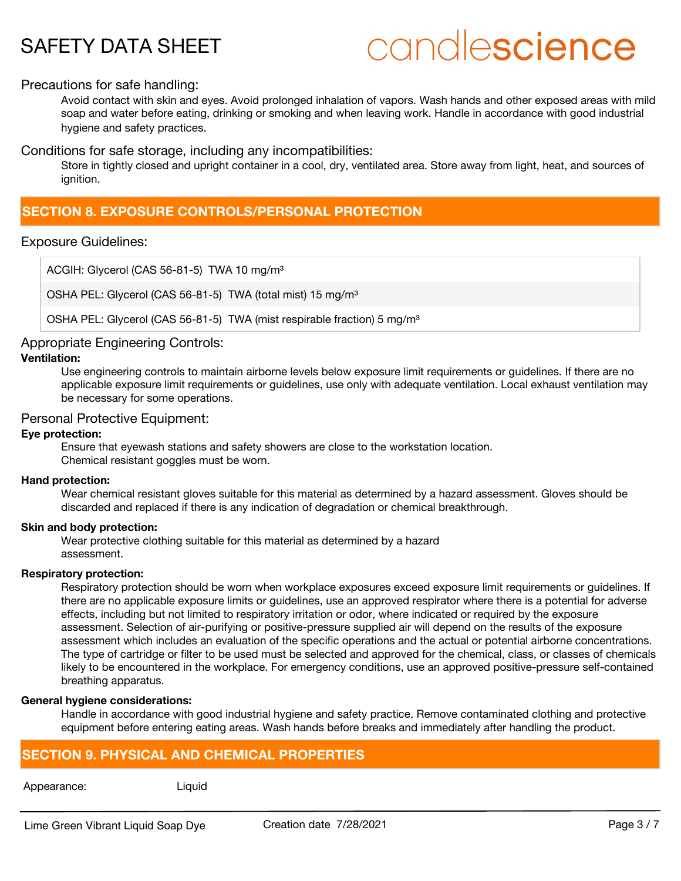Precations for safe handling:

Avoid contact with skin and eyes. Avoid prolonged inhalation of vapors. Wash hands and other exposed areas with mild soap and water before eating, drinking or smoking and when leaving work. Handle in accordance with good industrial hygiene and safety practices.

Conditions for safe storage, including any incompatibilities:

Store in tightly closed and upright container in a cool, dry, ventilated area. Store away from light, heat, and sources of ignition.

## SECTION 8. EXPOSURE CONTROLS/PERSONAL PROTECTION

### Exposure Guidelines:

| |
|---|
| ACGIH: Glycerol (CAS 56-81-5) TWA 10 mg/m³ |
| OSHA PEL: Glycerol (CAS 56-81-5) TWA (total mist) 15 mg/m³ |
| OSHA PEL: Glycerol (CAS 56-81-5) TWA (mist respirable fraction) 5 mg/m³ |

### Appropriate Engineering Controls:

**Ventilation:**

Use engineering controls to maintain airborne levels below exposure limit requirements or guidelines. If there are no applicable exposure limit requirements or guidelines, use only with adequate ventilation. Local exhaust ventilation may be necessary for some operations.

### Personal Protective Equipment:

**Eye protection:**

Ensure that eyewash stations and safety showers are close to the workstation location.
Chemical resistant goggles must be worn.

**Hand protection:**

Wear chemical resistant gloves suitable for this material as determined by a hazard assessment. Gloves should be discarded and replaced if there is any indication of degradation or chemical breakthrough.

**Skin and body protection:**

Wear protective clothing suitable for this material as determined by a hazard assessment.

**Respiratory protection:**

Respiratory protection should be worn when workplace exposures exceed exposure limit requirements or guidelines. If there are no applicable exposure limits or guidelines, use an approved respirator where there is a potential for adverse effects, including but not limited to respiratory irritation or odor, where indicated or required by the exposure assessment. Selection of air-purifying or positive-pressure supplied air will depend on the results of the exposure assessment which includes an evaluation of the specific operations and the actual or potential airborne concentrations. The type of cartridge or filter to be used must be selected and approved for the chemical, class, or classes of chemicals likely to be encountered in the workplace. For emergency conditions, use an approved positive-pressure self-contained breathing apparatus.

**General hygiene considerations:**

Handle in accordance with good industrial hygiene and safety practice. Remove contaminated clothing and protective equipment before entering eating areas. Wash hands before breaks and immediately after handling the product.

## SECTION 9. PHYSICAL AND CHEMICAL PROPERTIES

| | |
|---|---|
| Appearance: | Liquid |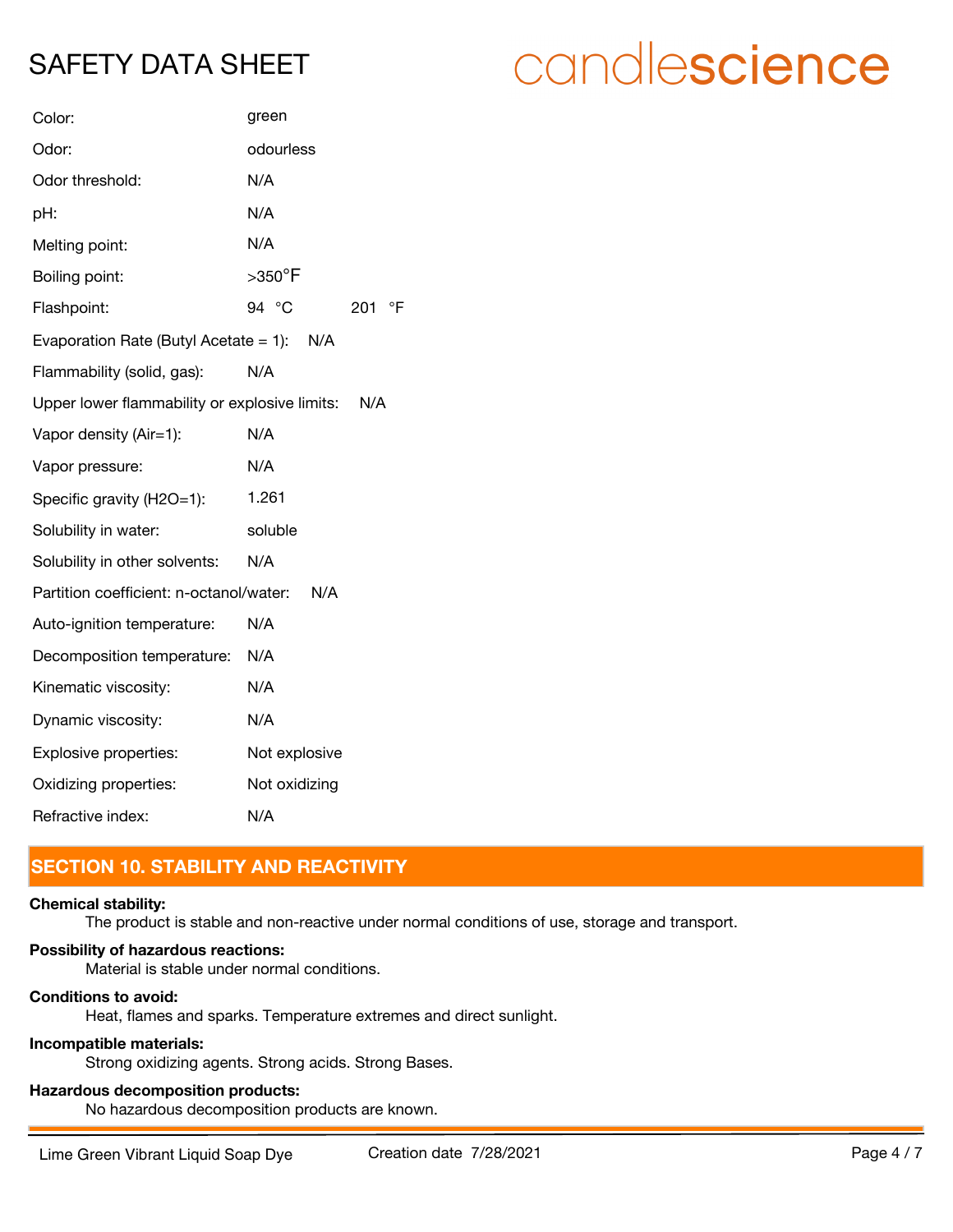| Property | Value |
|---|---|
| Color: | green |
| Odor: | odourless |
| Odor threshold: | N/A |
| pH: | N/A |
| Melting point: | N/A |
| Boiling point: | >350°F |
| Flashpoint: | 94 °C 201 °F |
| Evaporation Rate (Butyl Acetate = 1): | N/A |
| Flammability (solid, gas): | N/A |
| Upper lower flammability or explosive limits: | N/A |
| Vapor density (Air=1): | N/A |
| Vapor pressure: | N/A |
| Specific gravity (H2O=1): | 1.261 |
| Solubility in water: | soluble |
| Solubility in other solvents: | N/A |
| Partition coefficient: n-octanol/water: | N/A |
| Auto-ignition temperature: | N/A |
| Decomposition temperature: | N/A |
| Kinematic viscosity: | N/A |
| Dynamic viscosity: | N/A |
| Explosive properties: | Not explosive |
| Oxidizing properties: | Not oxidizing |
| Refractive index: | N/A |

## SECTION 10. STABILITY AND REACTIVITY

**Chemical stability:**

The product is stable and non-reactive under normal conditions of use, storage and transport.

**Possibility of hazardous reactions:**

Material is stable under normal conditions.

**Conditions to avoid:**

Heat, flames and sparks. Temperature extremes and direct sunlight.

**Incompatible materials:**

Strong oxidizing agents. Strong acids. Strong Bases.

**Hazardous decomposition products:**

No hazardous decomposition products are known.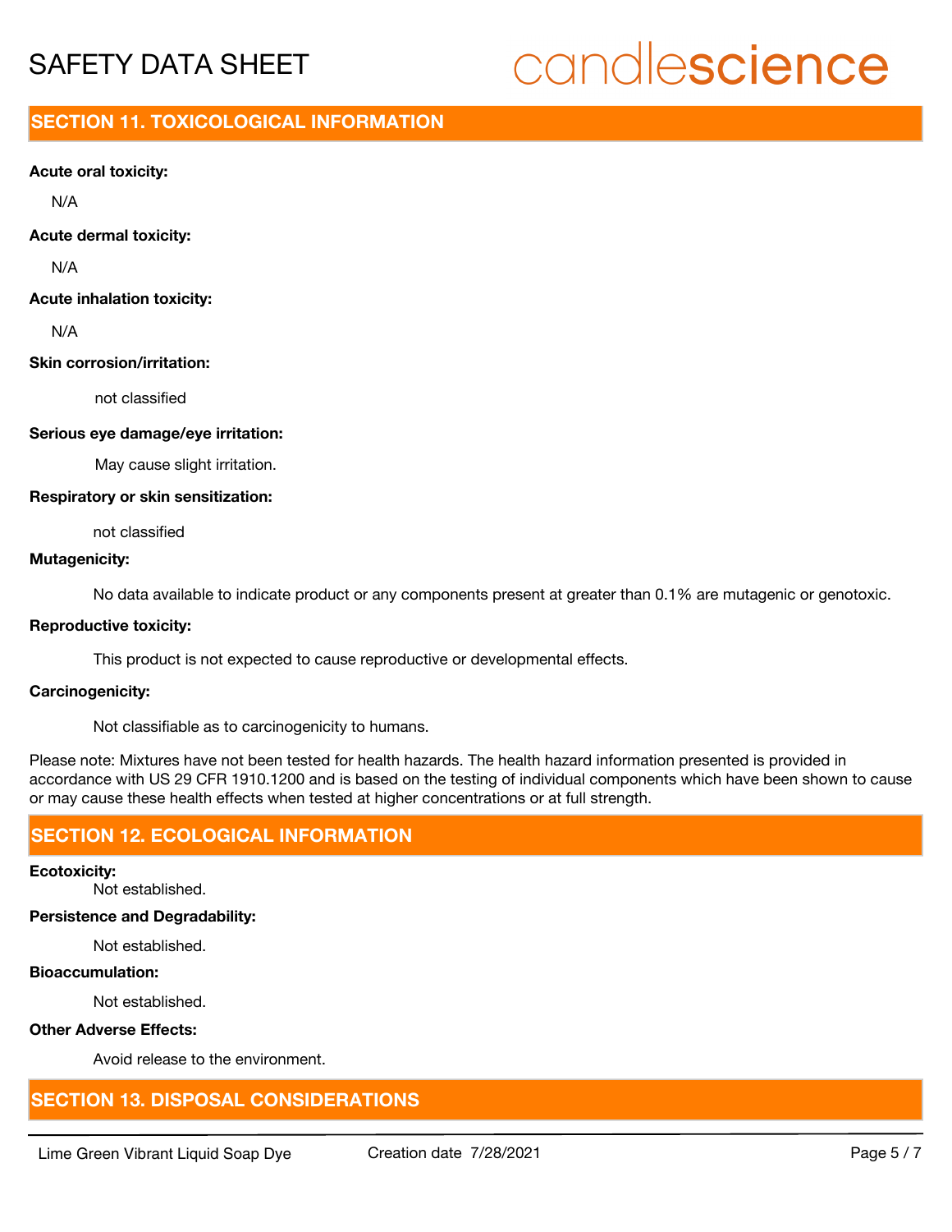## SECTION 11. TOXICOLOGICAL INFORMATION

**Acute oral toxicity:**

N/A

**Acute dermal toxicity:**

N/A

**Acute inhalation toxicity:**

N/A

**Skin corrosion/irritation:**

not classified

**Serious eye damage/eye irritation:**

May cause slight irritation.

**Respiratory or skin sensitization:**

not classified

**Mutagenicity:**

No data available to indicate product or any components present at greater than 0.1% are mutagenic or genotoxic.

**Reproductive toxicity:**

This product is not expected to cause reproductive or developmental effects.

**Carcinogenicity:**

Not classifiable as to carcinogenicity to humans.

Please note: Mixtures have not been tested for health hazards. The health hazard information presented is provided in accordance with US 29 CFR 1910.1200 and is based on the testing of individual components which have been shown to cause or may cause these health effects when tested at higher concentrations or at full strength.

## SECTION 12. ECOLOGICAL INFORMATION

**Ecotoxicity:**

Not established.

**Persistence and Degradability:**

Not established.

**Bioaccumulation:**

Not established.

**Other Adverse Effects:**

Avoid release to the environment.

## SECTION 13. DISPOSAL CONSIDERATIONS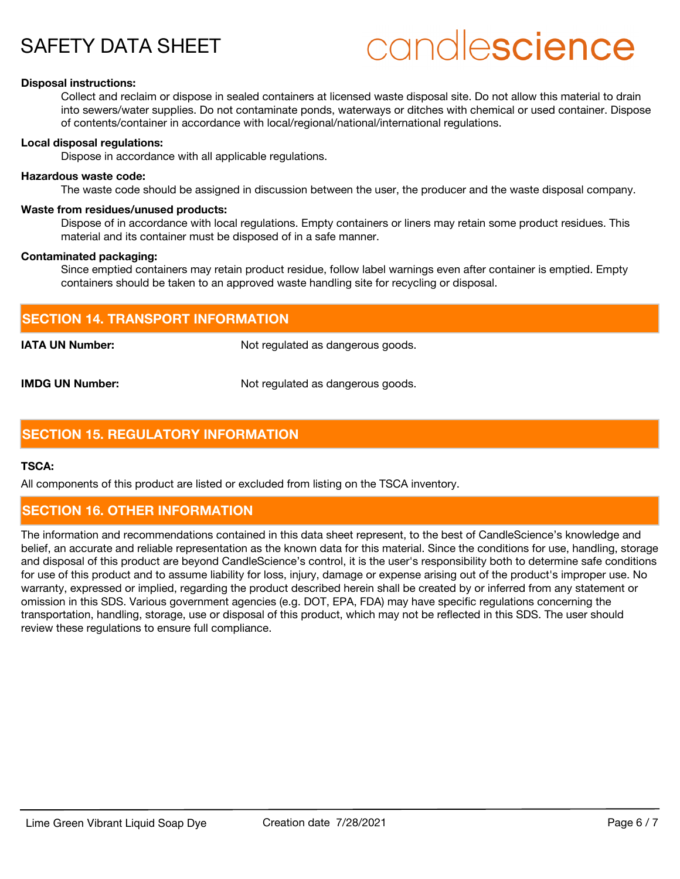**Disposal instructions:**

Collect and reclaim or dispose in sealed containers at licensed waste disposal site. Do not allow this material to drain into sewers/water supplies. Do not contaminate ponds, waterways or ditches with chemical or used container. Dispose of contents/container in accordance with local/regional/national/international regulations.

**Local disposal regulations:**

Dispose in accordance with all applicable regulations.

**Hazardous waste code:**

The waste code should be assigned in discussion between the user, the producer and the waste disposal company.

**Waste from residues/unused products:**

Dispose of in accordance with local regulations. Empty containers or liners may retain some product residues. This material and its container must be disposed of in a safe manner.

**Contaminated packaging:**

Since emptied containers may retain product residue, follow label warnings even after container is emptied. Empty containers should be taken to an approved waste handling site for recycling or disposal.

## SECTION 14. TRANSPORT INFORMATION

**IATA UN Number:** Not regulated as dangerous goods.

**IMDG UN Number:** Not regulated as dangerous goods.

## SECTION 15. REGULATORY INFORMATION

**TSCA:**

All components of this product are listed or excluded from listing on the TSCA inventory.

## SECTION 16. OTHER INFORMATION

The information and recommendations contained in this data sheet represent, to the best of CandleScience's knowledge and belief, an accurate and reliable representation as the known data for this material. Since the conditions for use, handling, storage and disposal of this product are beyond CandleScience's control, it is the user's responsibility both to determine safe conditions for use of this product and to assume liability for loss, injury, damage or expense arising out of the product's improper use. No warranty, expressed or implied, regarding the product described herein shall be created by or inferred from any statement or omission in this SDS. Various government agencies (e.g. DOT, EPA, FDA) may have specific regulations concerning the transportation, handling, storage, use or disposal of this product, which may not be reflected in this SDS. The user should review these regulations to ensure full compliance.